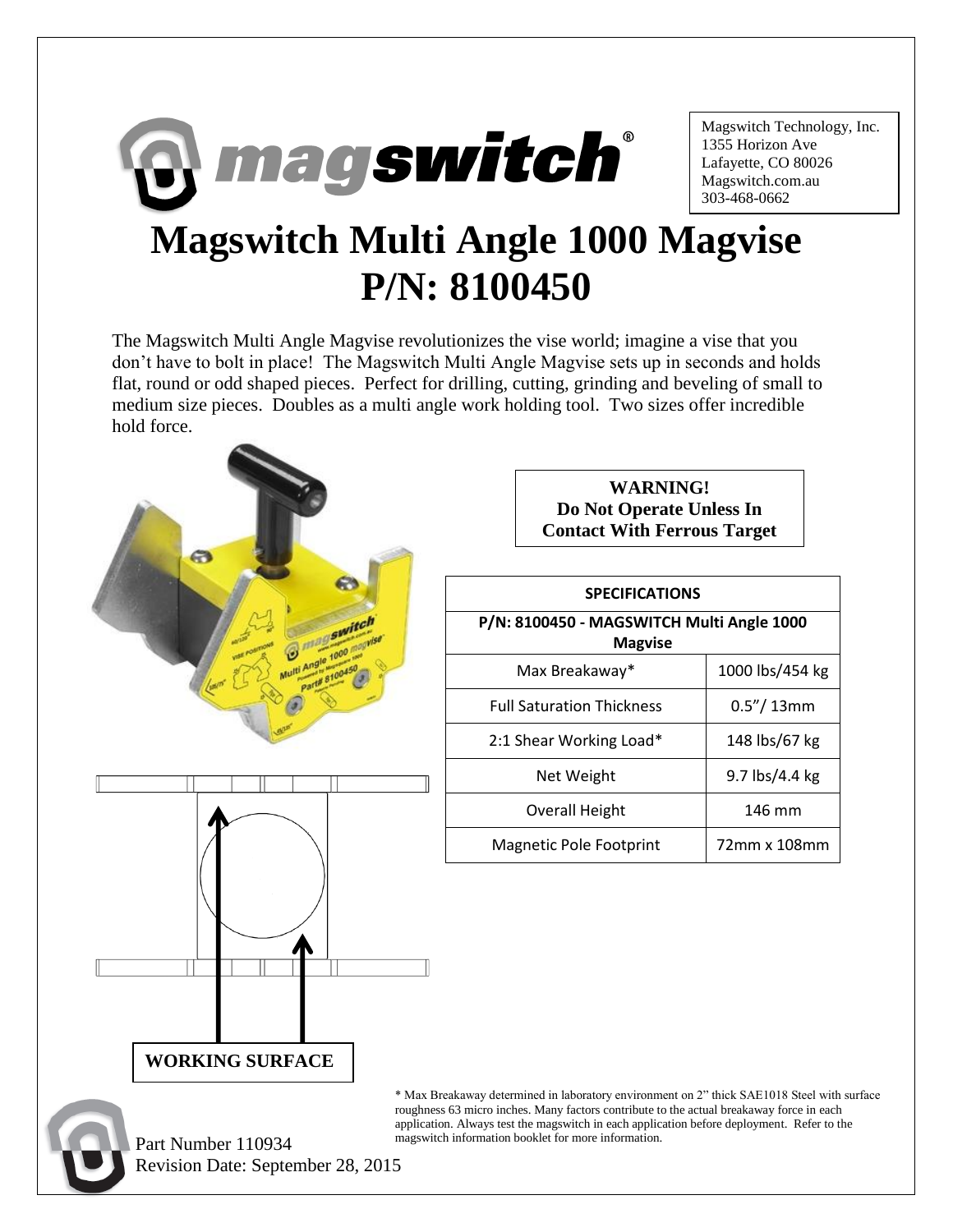Magswitch Technology, Inc.
1355 Horizon Ave
Lafayette, CO 80026
Magswitch.com.au
303-468-0662

# Magswitch Multi Angle 1000 Magvise
# P/N: 8100450

The Magswitch Multi Angle Magvise revolutionizes the vise world; imagine a vise that you don't have to bolt in place! The Magswitch Multi Angle Magvise sets up in seconds and holds flat, round or odd shaped pieces. Perfect for drilling, cutting, grinding and beveling of small to medium size pieces. Doubles as a multi angle work holding tool. Two sizes offer incredible hold force.

**WARNING!**
**Do Not Operate Unless In Contact With Ferrous Target**

| SPECIFICATIONS | |
|---|---|
| **P/N: 8100450 - MAGSWITCH Multi Angle 1000 Magvise** | |
| Max Breakaway* | 1000 lbs/454 kg |
| Full Saturation Thickness | 0.5"/ 13mm |
| 2:1 Shear Working Load* | 148 lbs/67 kg |
| Net Weight | 9.7 lbs/4.4 kg |
| Overall Height | 146 mm |
| Magnetic Pole Footprint | 72mm x 108mm |

**WORKING SURFACE**

\* Max Breakaway determined in laboratory environment on 2" thick SAE1018 Steel with surface roughness 63 micro inches. Many factors contribute to the actual breakaway force in each application. Always test the magswitch in each application before deployment. Refer to the magswitch information booklet for more information.

Part Number 110934
Revision Date: September 28, 2015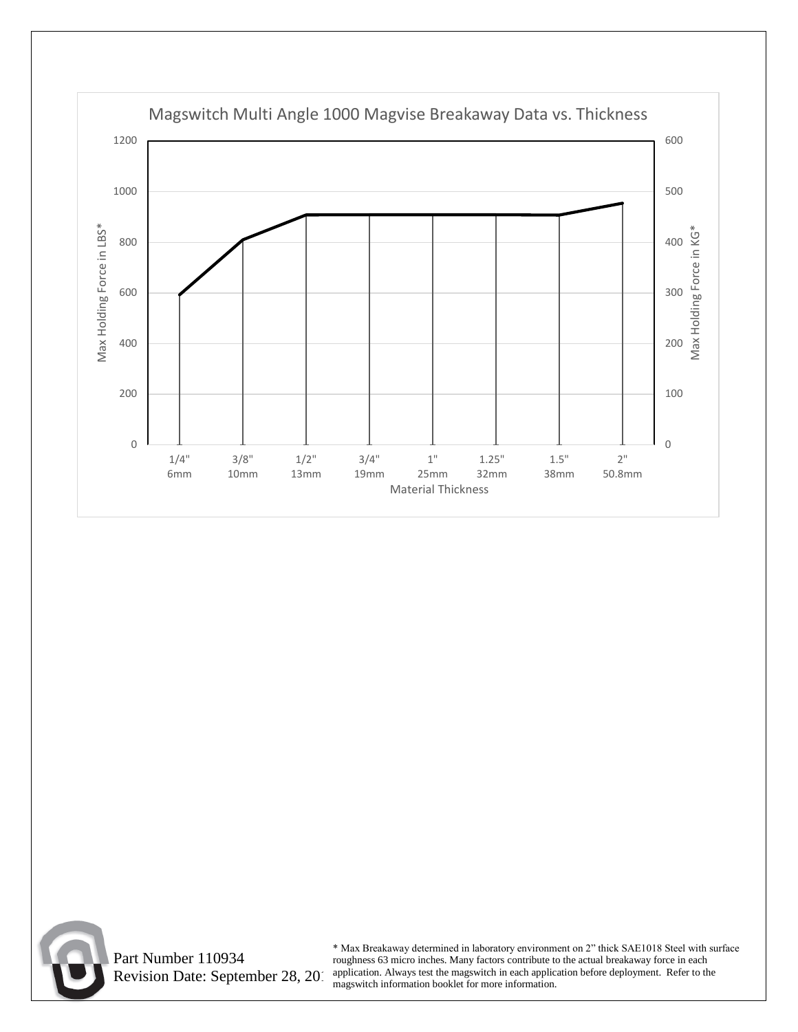## Magswitch Multi Angle 1000 Magvise Breakaway Data vs. Thickness

| Material Thickness | Max Holding Force in LBS* (approx.) | Max Holding Force in KG* (approx.) |
|---|---|---|
| 1/4" (6mm) | 590 | 295 |
| 3/8" (10mm) | 810 | 405 |
| 1/2" (13mm) | 908 | 454 |
| 3/4" (19mm) | 908 | 454 |
| 1" (25mm) | 908 | 454 |
| 1.25" (32mm) | 908 | 454 |
| 1.5" (38mm) | 907 | 453 |
| 2" (50.8mm) | 955 | 477 |

Part Number 110934

Revision Date: September 28, 20

\* Max Breakaway determined in laboratory environment on 2" thick SAE1018 Steel with surface roughness 63 micro inches. Many factors contribute to the actual breakaway force in each application. Always test the magswitch in each application before deployment. Refer to the magswitch information booklet for more information.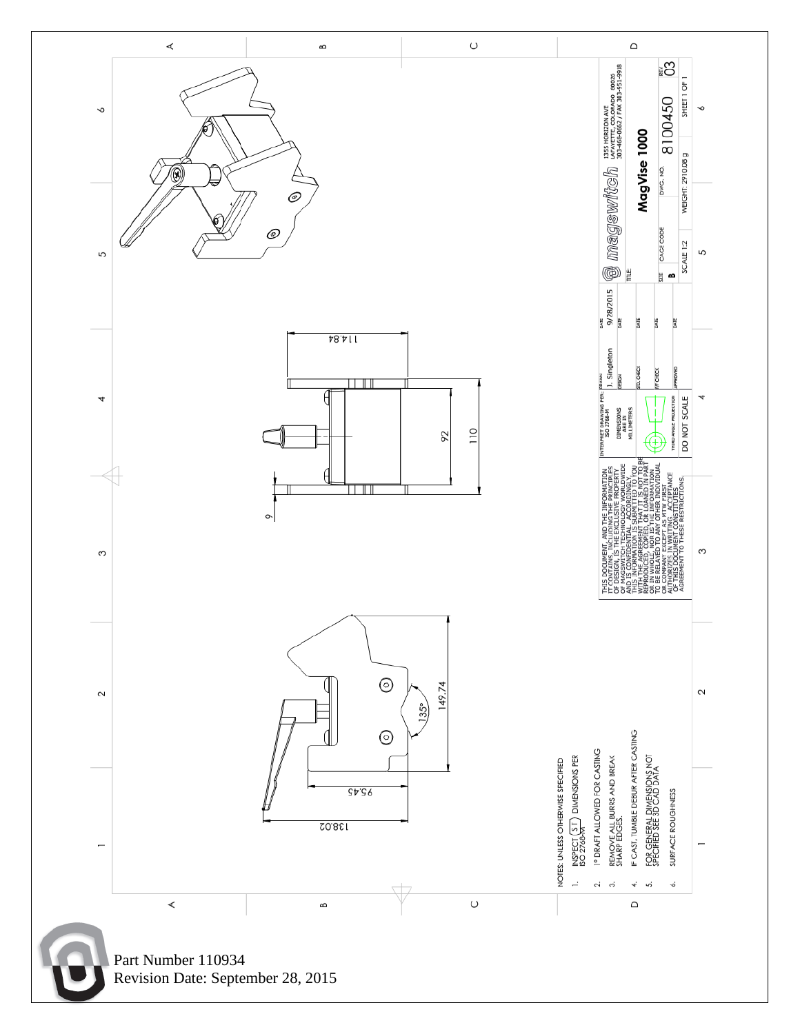NOTES: UNLESS OTHERWISE SPECIFIED

1. INSPECT (ST) DIMENSIONS PER ISO 2768-M
2. 1° DRAFT ALLOWED FOR CASTING
3. REMOVE ALL BURRS AND BREAK SHARP EDGES.
4. IF CAST, TUMBLE DEBUR AFTER CASTING
5. FOR GENERAL DIMENSIONS NOT SPECIFIED SEE 3D CAD DATA
6. SURFACE ROUGHNESS

138.02

95.45

135°

149.74

9

92

110

114.84

THIS DOCUMENT, AND THE INFORMATION IT CONTAINS, INCLUDING THE PRINCIPLES OF DESIGN, IS THE EXCLUSIVE PROPERTY OF MAGSWITCH TECHNOLOGY WORLDWIDE AND IS CONFIDENTIAL. ACCORDINGLY, THIS INFORMATION IS SUBMITTED TO YOU WITH THE AGREEMENT THAT IT IS NOT TO BE REPRODUCED, COPIED OR LOANED IN PART OR IN WHOLE, NOR IS THE INFORMATION TO BE RELAYED TO ANY OTHER INDIVIDUAL OR COMPANY EXCEPT AS MTW FIRST AUTHORIZES IN WRITING. ACCEPTANCE OF THIS DOCUMENT CONSTITUTES AGREEMENT TO THESE RESTRICTIONS.

INTERPRET DRAWING PER: ISO 2768-M

DIMENSIONS ARE IN MILLIMETERS

THIRD ANGLE PROJECTION

DO NOT SCALE

| | | |
|---|---|---|
| DRAWN | J. Singleton | DATE 9/28/2015 |
| DESIGN | | DATE |
| STD. CHECK | | DATE |
| FP CHECK | | DATE |
| APPROVED | | DATE |

magswitch

1355 HORIZON AVE
LAFAYETTE, COLORADO 80026
303-468-0662 / FAX 303-951-9918

TITLE: **MagVise 1000**

| SIZE | CAGE CODE | DWG. NO. | REV |
|---|---|---|---|
| B | | 8100450 | 03 |
| SCALE 1:2 | | WEIGHT: 2910.08 g | SHEET 1 OF 1 |

Part Number 110934
Revision Date: September 28, 2015